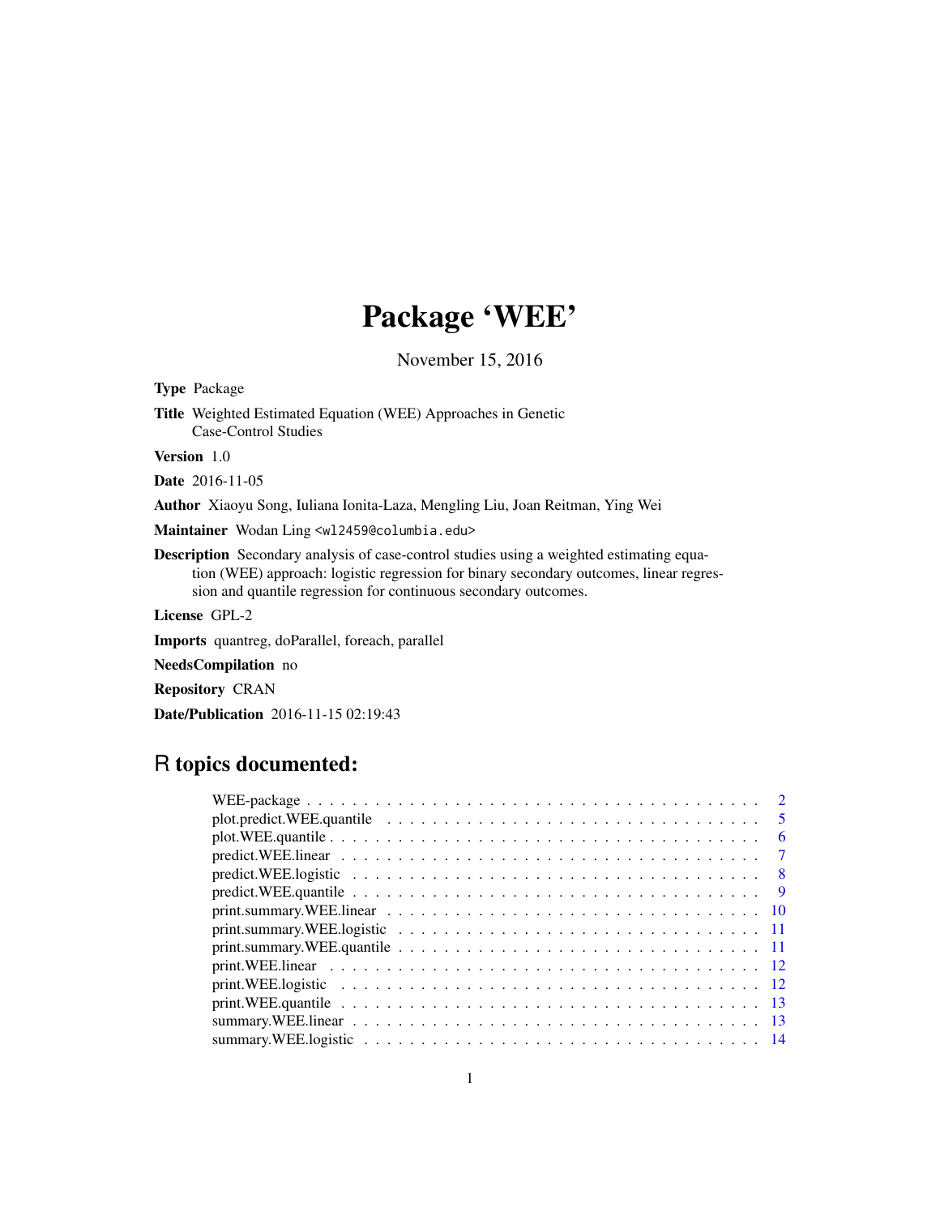# Package 'WEE'

November 15, 2016

**Type** Package

**Title** Weighted Estimated Equation (WEE) Approaches in Genetic Case-Control Studies

**Version** 1.0

**Date** 2016-11-05

**Author** Xiaoyu Song, Iuliana Ionita-Laza, Mengling Liu, Joan Reitman, Ying Wei

**Maintainer** Wodan Ling <wl2459@columbia.edu>

**Description** Secondary analysis of case-control studies using a weighted estimating equation (WEE) approach: logistic regression for binary secondary outcomes, linear regression and quantile regression for continuous secondary outcomes.

**License** GPL-2

**Imports** quantreg, doParallel, foreach, parallel

**NeedsCompilation** no

**Repository** CRAN

**Date/Publication** 2016-11-15 02:19:43

## R topics documented:

- WEE-package . . . . . . . . . . . . . . . . . . . . . . . . . . . . . . . . . . . . . . . 2
- plot.predict.WEE.quantile . . . . . . . . . . . . . . . . . . . . . . . . . . . . . . . . . 5
- plot.WEE.quantile . . . . . . . . . . . . . . . . . . . . . . . . . . . . . . . . . . . . . 6
- predict.WEE.linear . . . . . . . . . . . . . . . . . . . . . . . . . . . . . . . . . . . . . 7
- predict.WEE.logistic . . . . . . . . . . . . . . . . . . . . . . . . . . . . . . . . . . . . 8
- predict.WEE.quantile . . . . . . . . . . . . . . . . . . . . . . . . . . . . . . . . . . . . 9
- print.summary.WEE.linear . . . . . . . . . . . . . . . . . . . . . . . . . . . . . . . . . 10
- print.summary.WEE.logistic . . . . . . . . . . . . . . . . . . . . . . . . . . . . . . . . 11
- print.summary.WEE.quantile . . . . . . . . . . . . . . . . . . . . . . . . . . . . . . . . 11
- print.WEE.linear . . . . . . . . . . . . . . . . . . . . . . . . . . . . . . . . . . . . . . 12
- print.WEE.logistic . . . . . . . . . . . . . . . . . . . . . . . . . . . . . . . . . . . . . 12
- print.WEE.quantile . . . . . . . . . . . . . . . . . . . . . . . . . . . . . . . . . . . . . 13
- summary.WEE.linear . . . . . . . . . . . . . . . . . . . . . . . . . . . . . . . . . . . . 13
- summary.WEE.logistic . . . . . . . . . . . . . . . . . . . . . . . . . . . . . . . . . . . 14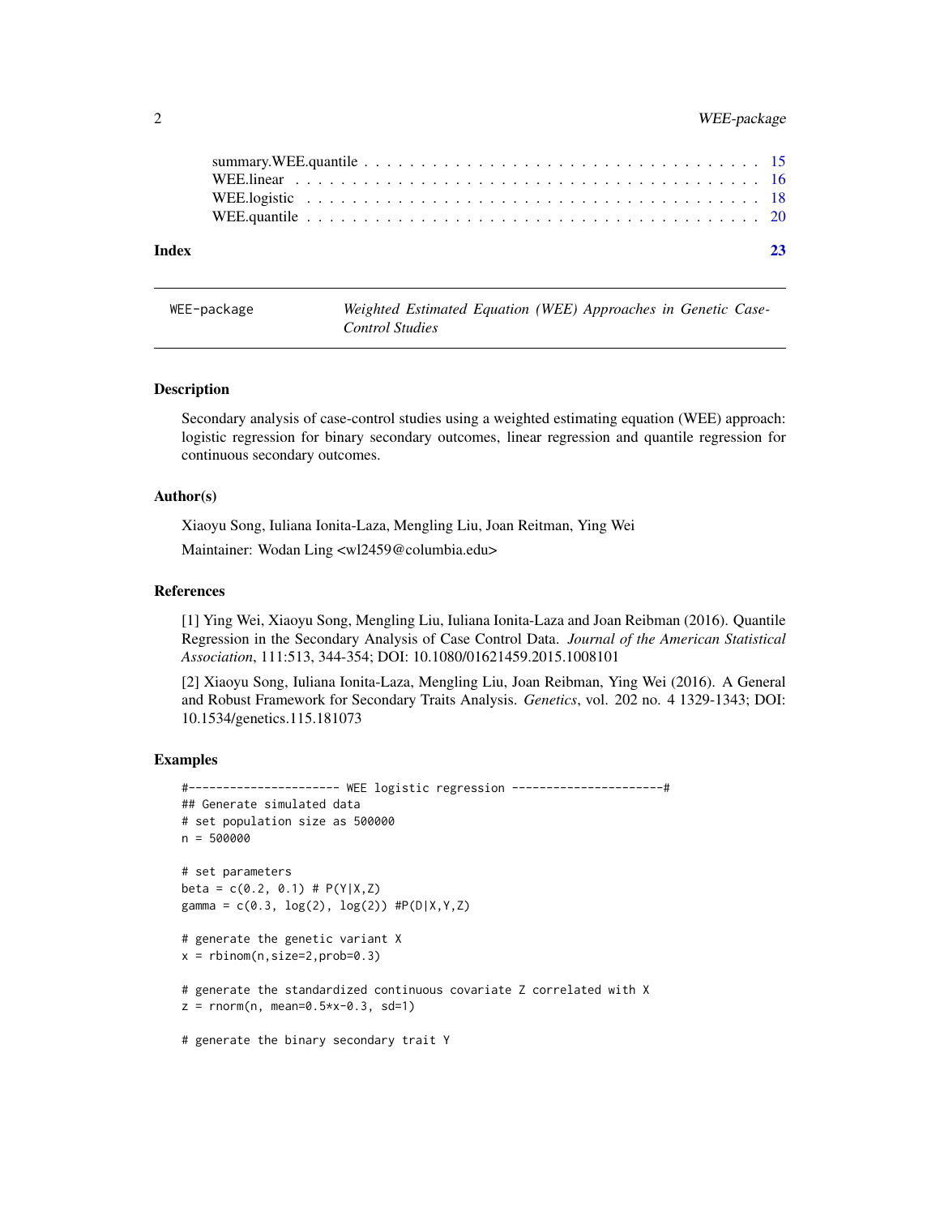summary.WEE.quantile . . . . . . . . . . . . . . . . . . . . . . . . . . . . . . . . . 15
WEE.linear . . . . . . . . . . . . . . . . . . . . . . . . . . . . . . . . . . . . . . 16
WEE.logistic . . . . . . . . . . . . . . . . . . . . . . . . . . . . . . . . . . . . . 18
WEE.quantile . . . . . . . . . . . . . . . . . . . . . . . . . . . . . . . . . . . . . 20

**Index** **23**

---

WEE-package    *Weighted Estimated Equation (WEE) Approaches in Genetic Case-Control Studies*

---

### Description

Secondary analysis of case-control studies using a weighted estimating equation (WEE) approach: logistic regression for binary secondary outcomes, linear regression and quantile regression for continuous secondary outcomes.

### Author(s)

Xiaoyu Song, Iuliana Ionita-Laza, Mengling Liu, Joan Reitman, Ying Wei

Maintainer: Wodan Ling <wl2459@columbia.edu>

### References

[1] Ying Wei, Xiaoyu Song, Mengling Liu, Iuliana Ionita-Laza and Joan Reibman (2016). Quantile Regression in the Secondary Analysis of Case Control Data. *Journal of the American Statistical Association*, 111:513, 344-354; DOI: 10.1080/01621459.2015.1008101

[2] Xiaoyu Song, Iuliana Ionita-Laza, Mengling Liu, Joan Reibman, Ying Wei (2016). A General and Robust Framework for Secondary Traits Analysis. *Genetics*, vol. 202 no. 4 1329-1343; DOI: 10.1534/genetics.115.181073

### Examples

```
#---------------------- WEE logistic regression ----------------------#
## Generate simulated data
# set population size as 500000
n = 500000

# set parameters
beta = c(0.2, 0.1) # P(Y|X,Z)
gamma = c(0.3, log(2), log(2)) #P(D|X,Y,Z)

# generate the genetic variant X
x = rbinom(n,size=2,prob=0.3)

# generate the standardized continuous covariate Z correlated with X
z = rnorm(n, mean=0.5*x-0.3, sd=1)

# generate the binary secondary trait Y
```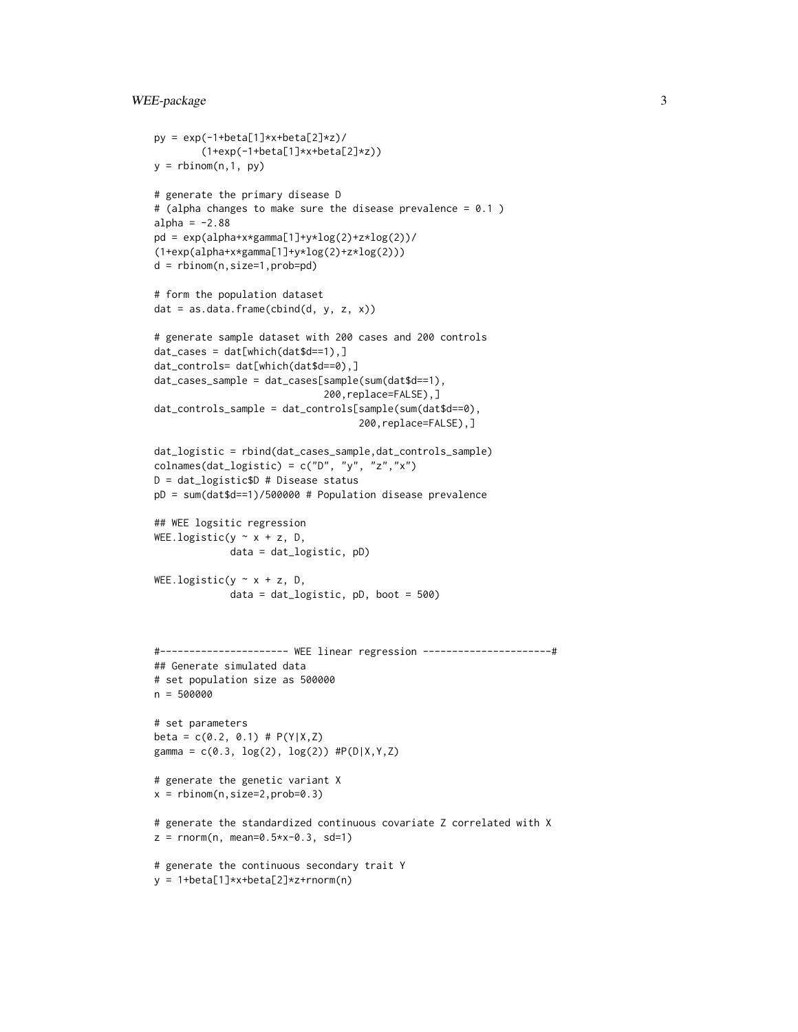```
py = exp(-1+beta[1]*x+beta[2]*z)/
        (1+exp(-1+beta[1]*x+beta[2]*z))
y = rbinom(n,1, py)

# generate the primary disease D
# (alpha changes to make sure the disease prevalence = 0.1 )
alpha = -2.88
pd = exp(alpha+x*gamma[1]+y*log(2)+z*log(2))/
(1+exp(alpha+x*gamma[1]+y*log(2)+z*log(2)))
d = rbinom(n,size=1,prob=pd)

# form the population dataset
dat = as.data.frame(cbind(d, y, z, x))

# generate sample dataset with 200 cases and 200 controls
dat_cases = dat[which(dat$d==1),]
dat_controls= dat[which(dat$d==0),]
dat_cases_sample = dat_cases[sample(sum(dat$d==1),
                             200,replace=FALSE),]
dat_controls_sample = dat_controls[sample(sum(dat$d==0),
                                   200,replace=FALSE),]

dat_logistic = rbind(dat_cases_sample,dat_controls_sample)
colnames(dat_logistic) = c("D", "y", "z","x")
D = dat_logistic$D # Disease status
pD = sum(dat$d==1)/500000 # Population disease prevalence

## WEE logsitic regression
WEE.logistic(y ~ x + z, D,
             data = dat_logistic, pD)

WEE.logistic(y ~ x + z, D,
             data = dat_logistic, pD, boot = 500)



#---------------------- WEE linear regression ----------------------#
## Generate simulated data
# set population size as 500000
n = 500000

# set parameters
beta = c(0.2, 0.1) # P(Y|X,Z)
gamma = c(0.3, log(2), log(2)) #P(D|X,Y,Z)

# generate the genetic variant X
x = rbinom(n,size=2,prob=0.3)

# generate the standardized continuous covariate Z correlated with X
z = rnorm(n, mean=0.5*x-0.3, sd=1)

# generate the continuous secondary trait Y
y = 1+beta[1]*x+beta[2]*z+rnorm(n)
```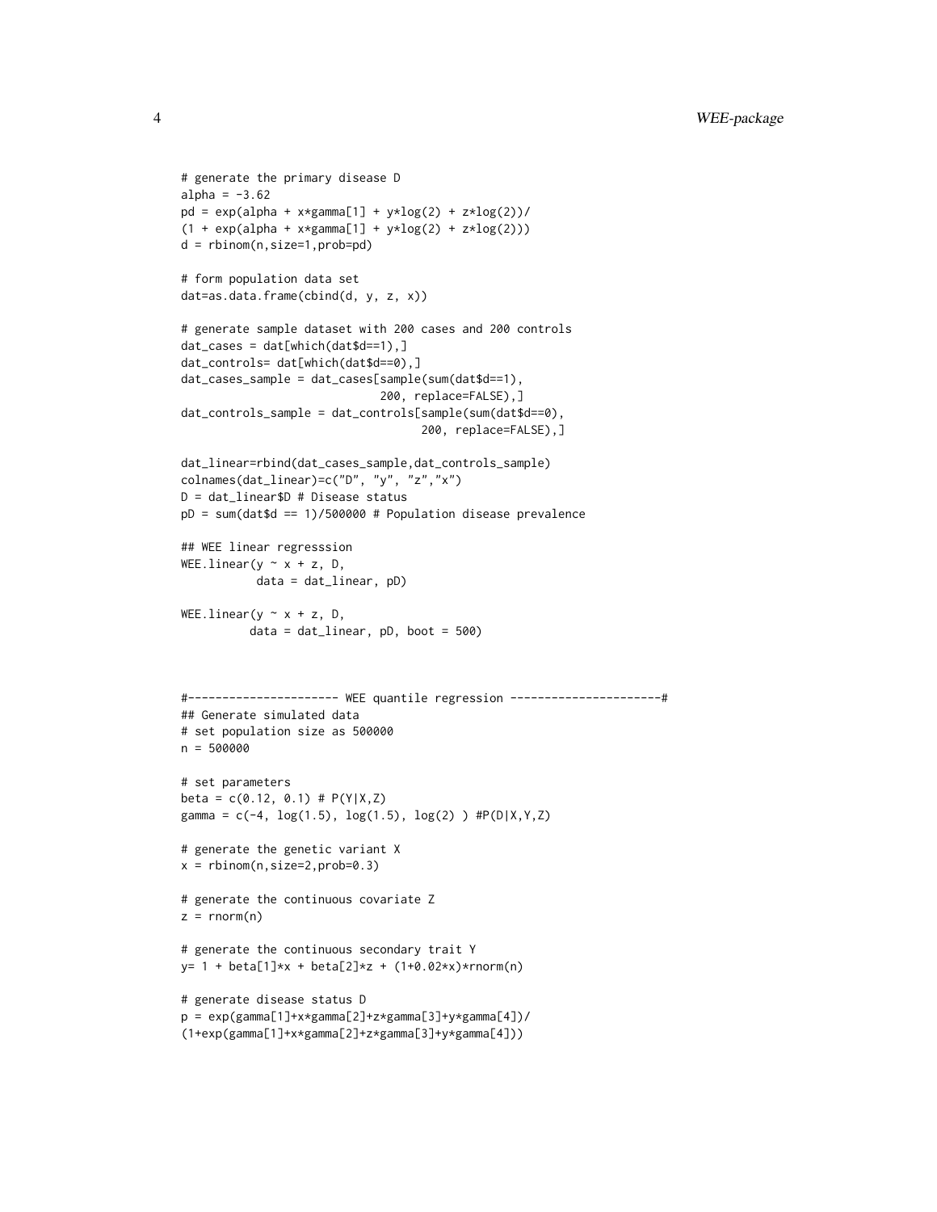```
# generate the primary disease D
alpha = -3.62
pd = exp(alpha + x*gamma[1] + y*log(2) + z*log(2))/
(1 + exp(alpha + x*gamma[1] + y*log(2) + z*log(2)))
d = rbinom(n,size=1,prob=pd)

# form population data set
dat=as.data.frame(cbind(d, y, z, x))

# generate sample dataset with 200 cases and 200 controls
dat_cases = dat[which(dat$d==1),]
dat_controls= dat[which(dat$d==0),]
dat_cases_sample = dat_cases[sample(sum(dat$d==1),
                             200, replace=FALSE),]
dat_controls_sample = dat_controls[sample(sum(dat$d==0),
                                   200, replace=FALSE),]

dat_linear=rbind(dat_cases_sample,dat_controls_sample)
colnames(dat_linear)=c("D", "y", "z","x")
D = dat_linear$D # Disease status
pD = sum(dat$d == 1)/500000 # Population disease prevalence

## WEE linear regresssion
WEE.linear(y ~ x + z, D,
           data = dat_linear, pD)

WEE.linear(y ~ x + z, D,
          data = dat_linear, pD, boot = 500)



#---------------------- WEE quantile regression ----------------------#
## Generate simulated data
# set population size as 500000
n = 500000

# set parameters
beta = c(0.12, 0.1) # P(Y|X,Z)
gamma = c(-4, log(1.5), log(1.5), log(2) ) #P(D|X,Y,Z)

# generate the genetic variant X
x = rbinom(n,size=2,prob=0.3)

# generate the continuous covariate Z
z = rnorm(n)

# generate the continuous secondary trait Y
y= 1 + beta[1]*x + beta[2]*z + (1+0.02*x)*rnorm(n)

# generate disease status D
p = exp(gamma[1]+x*gamma[2]+z*gamma[3]+y*gamma[4])/
(1+exp(gamma[1]+x*gamma[2]+z*gamma[3]+y*gamma[4]))
```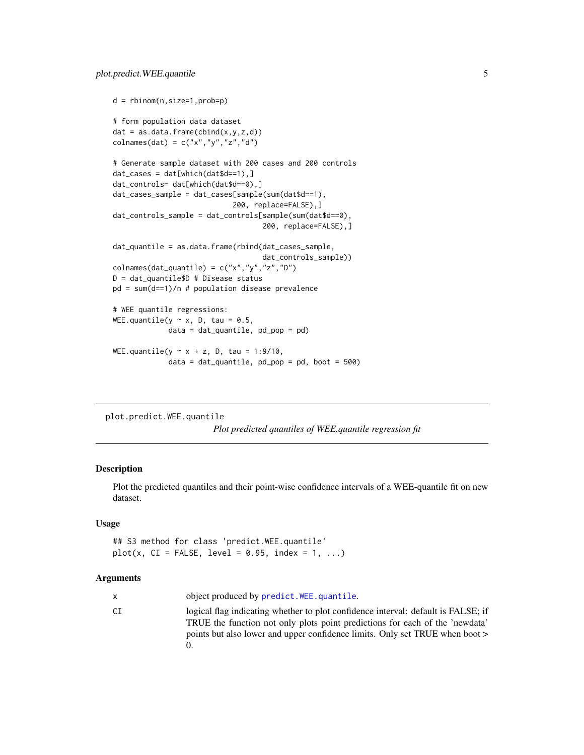```
d = rbinom(n,size=1,prob=p)

# form population data dataset
dat = as.data.frame(cbind(x,y,z,d))
colnames(dat) = c("x","y","z","d")

# Generate sample dataset with 200 cases and 200 controls
dat_cases = dat[which(dat$d==1),]
dat_controls= dat[which(dat$d==0),]
dat_cases_sample = dat_cases[sample(sum(dat$d==1),
                             200, replace=FALSE),]
dat_controls_sample = dat_controls[sample(sum(dat$d==0),
                                   200, replace=FALSE),]

dat_quantile = as.data.frame(rbind(dat_cases_sample,
                                   dat_controls_sample))
colnames(dat_quantile) = c("x","y","z","D")
D = dat_quantile$D # Disease status
pd = sum(d==1)/n # population disease prevalence

# WEE quantile regressions:
WEE.quantile(y ~ x, D, tau = 0.5,
             data = dat_quantile, pd_pop = pd)

WEE.quantile(y ~ x + z, D, tau = 1:9/10,
             data = dat_quantile, pd_pop = pd, boot = 500)
```

---

`plot.predict.WEE.quantile` *Plot predicted quantiles of WEE.quantile regression fit*

---

## Description

Plot the predicted quantiles and their point-wise confidence intervals of a WEE-quantile fit on new dataset.

## Usage

```
## S3 method for class 'predict.WEE.quantile'
plot(x, CI = FALSE, level = 0.95, index = 1, ...)
```

## Arguments

| | |
|---|---|
| x | object produced by predict.WEE.quantile. |
| CI | logical flag indicating whether to plot confidence interval: default is FALSE; if TRUE the function not only plots point predictions for each of the 'newdata' points but also lower and upper confidence limits. Only set TRUE when boot > 0. |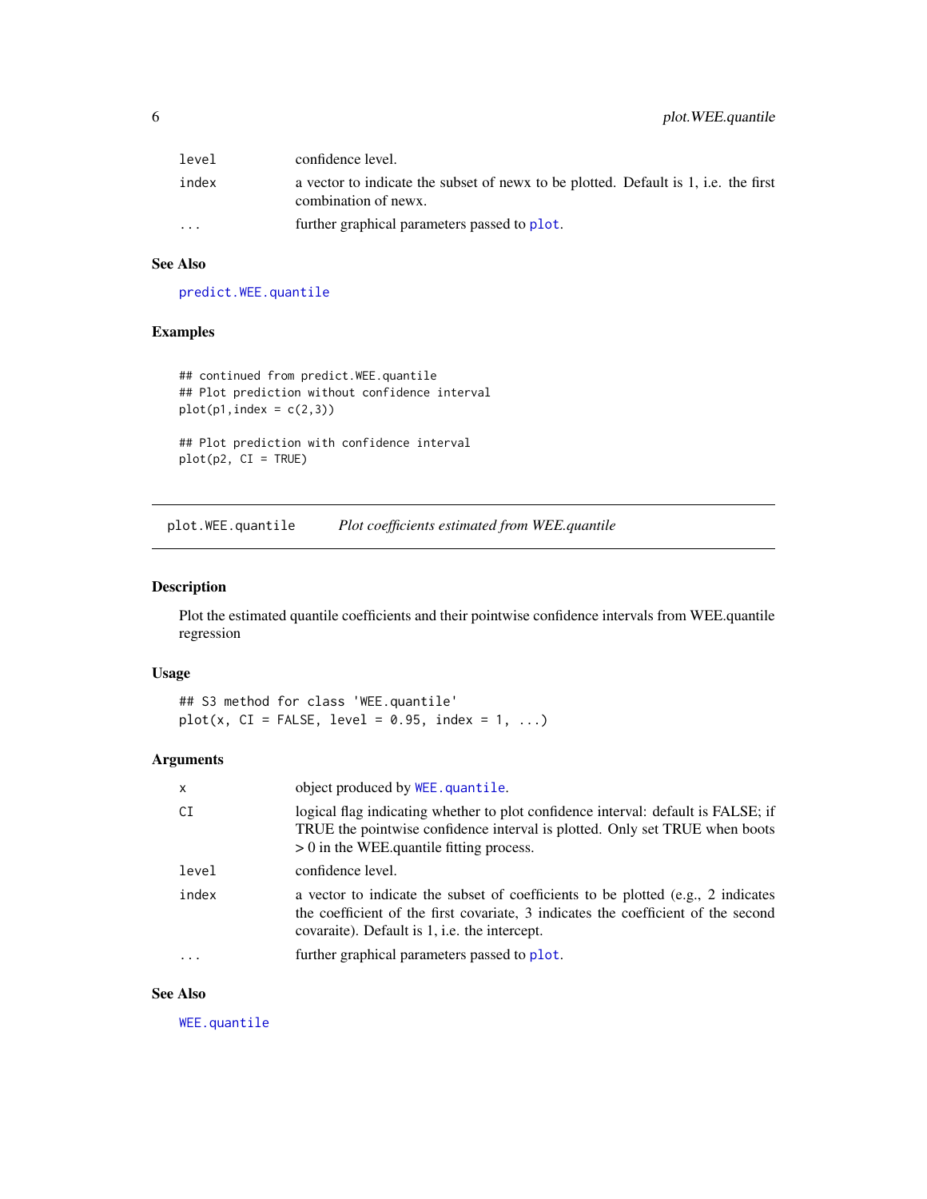| | |
|---|---|
| level | confidence level. |
| index | a vector to indicate the subset of newx to be plotted. Default is 1, i.e. the first combination of newx. |
| ... | further graphical parameters passed to plot. |

### See Also

predict.WEE.quantile

### Examples

```
## continued from predict.WEE.quantile
## Plot prediction without confidence interval
plot(p1,index = c(2,3))

## Plot prediction with confidence interval
plot(p2, CI = TRUE)
```

---

## plot.WEE.quantile    *Plot coefficients estimated from WEE.quantile*

---

### Description

Plot the estimated quantile coefficients and their pointwise confidence intervals from WEE.quantile regression

### Usage

```
## S3 method for class 'WEE.quantile'
plot(x, CI = FALSE, level = 0.95, index = 1, ...)
```

### Arguments

| | |
|---|---|
| x | object produced by WEE.quantile. |
| CI | logical flag indicating whether to plot confidence interval: default is FALSE; if TRUE the pointwise confidence interval is plotted. Only set TRUE when boots > 0 in the WEE.quantile fitting process. |
| level | confidence level. |
| index | a vector to indicate the subset of coefficients to be plotted (e.g., 2 indicates the coefficient of the first covariate, 3 indicates the coefficient of the second covaraite). Default is 1, i.e. the intercept. |
| ... | further graphical parameters passed to plot. |

### See Also

WEE.quantile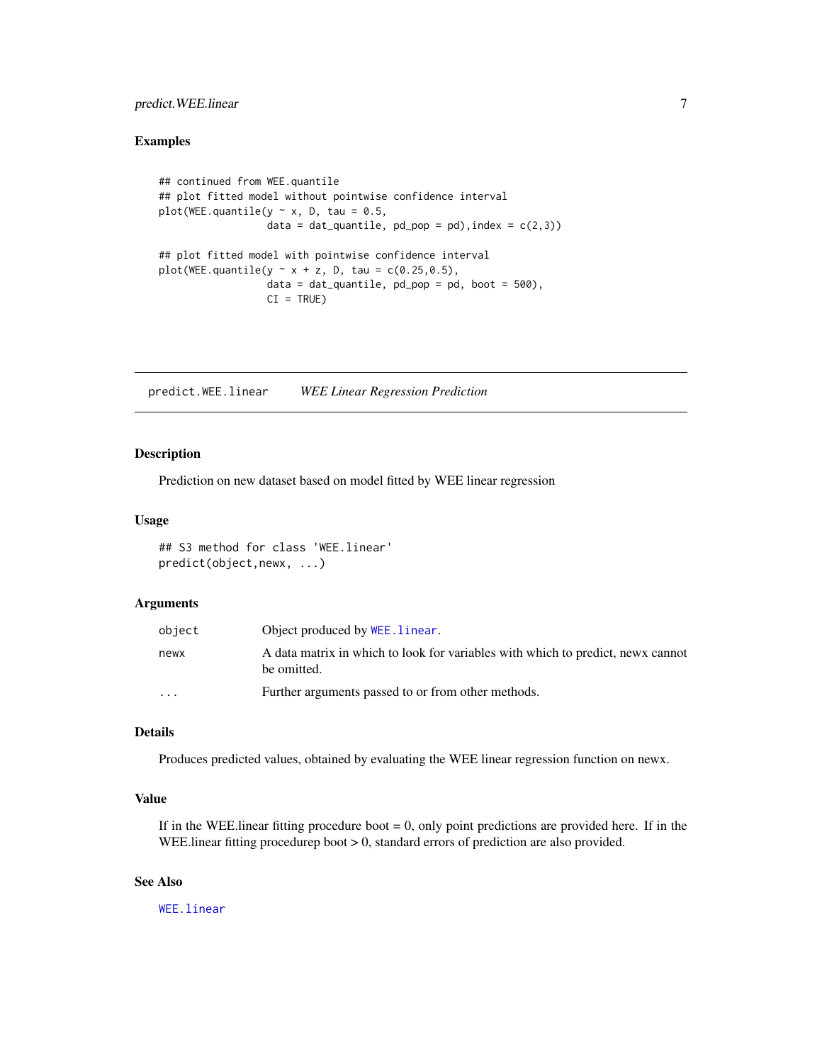### Examples

```
## continued from WEE.quantile
## plot fitted model without pointwise confidence interval
plot(WEE.quantile(y ~ x, D, tau = 0.5,
                  data = dat_quantile, pd_pop = pd),index = c(2,3))

## plot fitted model with pointwise confidence interval
plot(WEE.quantile(y ~ x + z, D, tau = c(0.25,0.5),
                  data = dat_quantile, pd_pop = pd, boot = 500),
                  CI = TRUE)
```

---

## predict.WEE.linear *WEE Linear Regression Prediction*

---

### Description

Prediction on new dataset based on model fitted by WEE linear regression

### Usage

```
## S3 method for class 'WEE.linear'
predict(object,newx, ...)
```

### Arguments

| | |
|---|---|
| `object` | Object produced by `WEE.linear`. |
| `newx` | A data matrix in which to look for variables with which to predict, newx cannot be omitted. |
| `...` | Further arguments passed to or from other methods. |

### Details

Produces predicted values, obtained by evaluating the WEE linear regression function on newx.

### Value

If in the WEE.linear fitting procedure boot = 0, only point predictions are provided here. If in the WEE.linear fitting procedurep boot > 0, standard errors of prediction are also provided.

### See Also

`WEE.linear`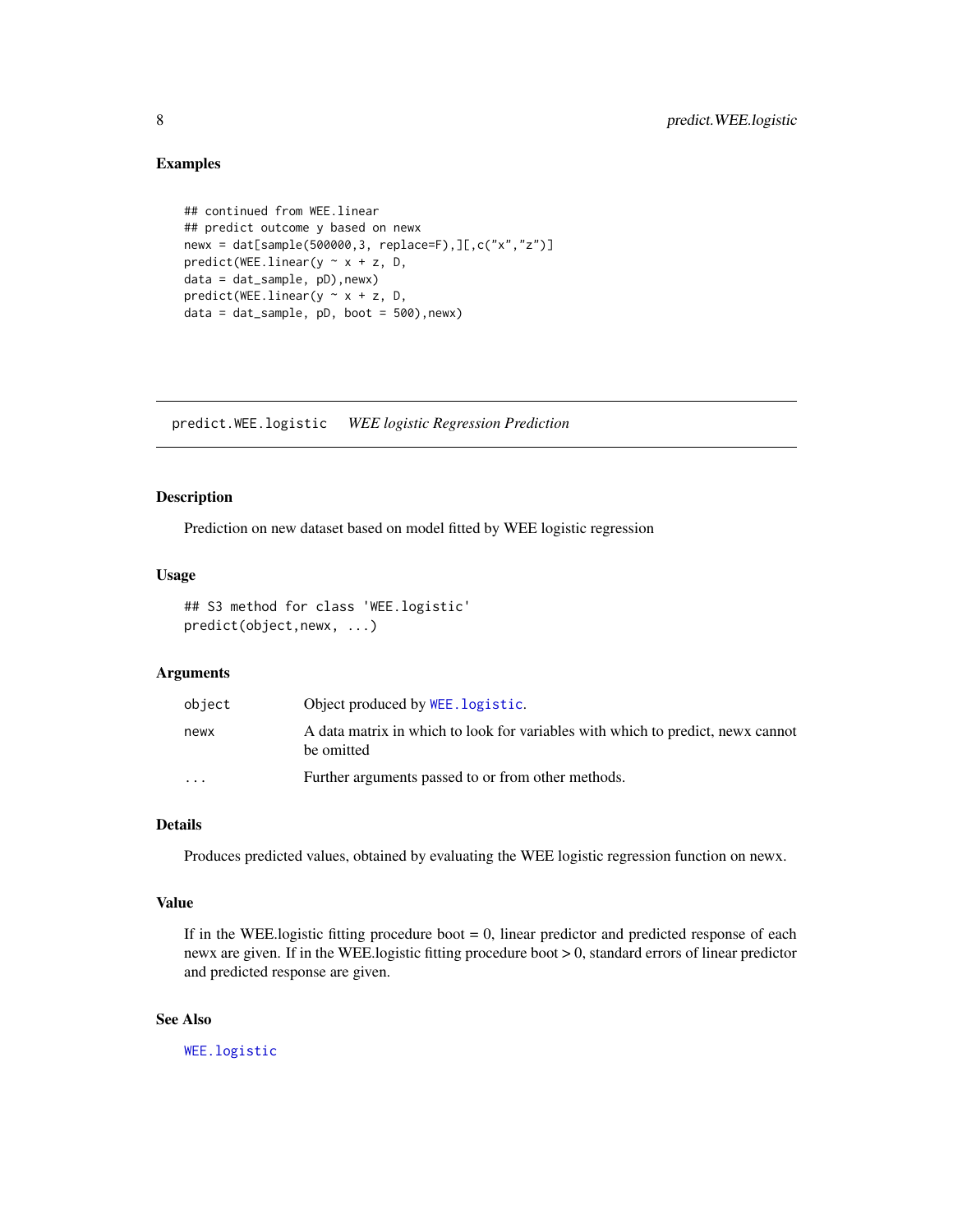## Examples

```
## continued from WEE.linear
## predict outcome y based on newx
newx = dat[sample(500000,3, replace=F),][,c("x","z")]
predict(WEE.linear(y ~ x + z, D,
data = dat_sample, pD),newx)
predict(WEE.linear(y ~ x + z, D,
data = dat_sample, pD, boot = 500),newx)
```

---

# predict.WEE.logistic — *WEE logistic Regression Prediction*

---

## Description

Prediction on new dataset based on model fitted by WEE logistic regression

## Usage

```
## S3 method for class 'WEE.logistic'
predict(object,newx, ...)
```

## Arguments

| | |
|---|---|
| `object` | Object produced by `WEE.logistic`. |
| `newx` | A data matrix in which to look for variables with which to predict, newx cannot be omitted |
| `...` | Further arguments passed to or from other methods. |

## Details

Produces predicted values, obtained by evaluating the WEE logistic regression function on newx.

## Value

If in the WEE.logistic fitting procedure boot = 0, linear predictor and predicted response of each newx are given. If in the WEE.logistic fitting procedure boot > 0, standard errors of linear predictor and predicted response are given.

## See Also

`WEE.logistic`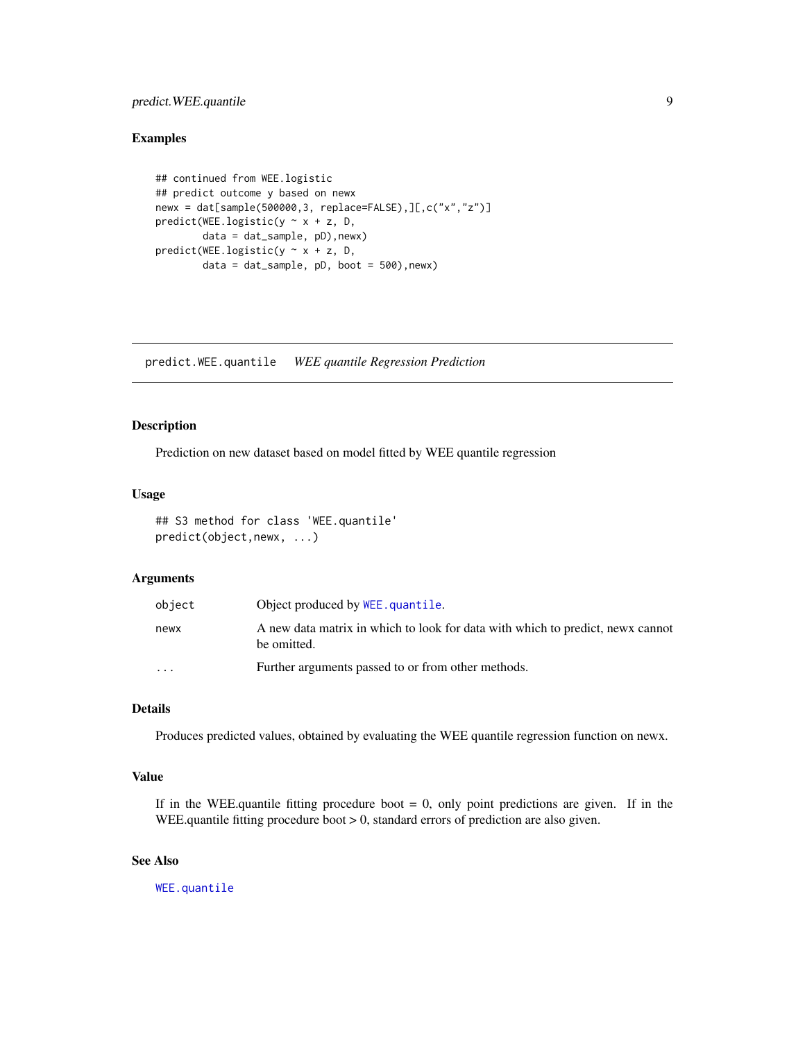## Examples

```
## continued from WEE.logistic
## predict outcome y based on newx
newx = dat[sample(500000,3, replace=FALSE),][,c("x","z")]
predict(WEE.logistic(y ~ x + z, D,
        data = dat_sample, pD),newx)
predict(WEE.logistic(y ~ x + z, D,
        data = dat_sample, pD, boot = 500),newx)
```

---

# predict.WEE.quantile    *WEE quantile Regression Prediction*

---

## Description

Prediction on new dataset based on model fitted by WEE quantile regression

## Usage

```
## S3 method for class 'WEE.quantile'
predict(object,newx, ...)
```

## Arguments

| | |
|---|---|
| object | Object produced by WEE.quantile. |
| newx | A new data matrix in which to look for data with which to predict, newx cannot be omitted. |
| ... | Further arguments passed to or from other methods. |

## Details

Produces predicted values, obtained by evaluating the WEE quantile regression function on newx.

## Value

If in the WEE.quantile fitting procedure boot = 0, only point predictions are given. If in the WEE.quantile fitting procedure boot > 0, standard errors of prediction are also given.

## See Also

WEE.quantile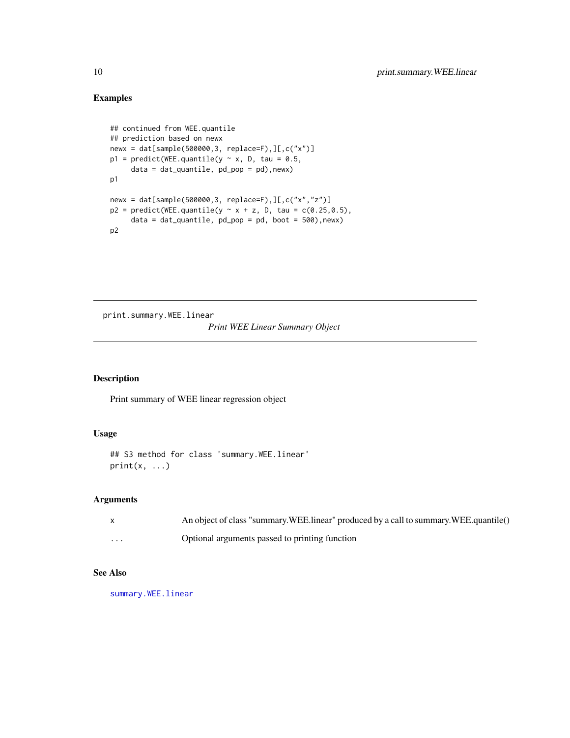## Examples

```
## continued from WEE.quantile
## prediction based on newx
newx = dat[sample(500000,3, replace=F),][,c("x")]
p1 = predict(WEE.quantile(y ~ x, D, tau = 0.5,
     data = dat_quantile, pd_pop = pd),newx)
p1

newx = dat[sample(500000,3, replace=F),][,c("x","z")]
p2 = predict(WEE.quantile(y ~ x + z, D, tau = c(0.25,0.5),
     data = dat_quantile, pd_pop = pd, boot = 500),newx)
p2
```

---

# print.summary.WEE.linear

*Print WEE Linear Summary Object*

---

## Description

Print summary of WEE linear regression object

## Usage

```
## S3 method for class 'summary.WEE.linear'
print(x, ...)
```

## Arguments

| | |
|---|---|
| x | An object of class "summary.WEE.linear" produced by a call to summary.WEE.quantile() |
| ... | Optional arguments passed to printing function |

## See Also

summary.WEE.linear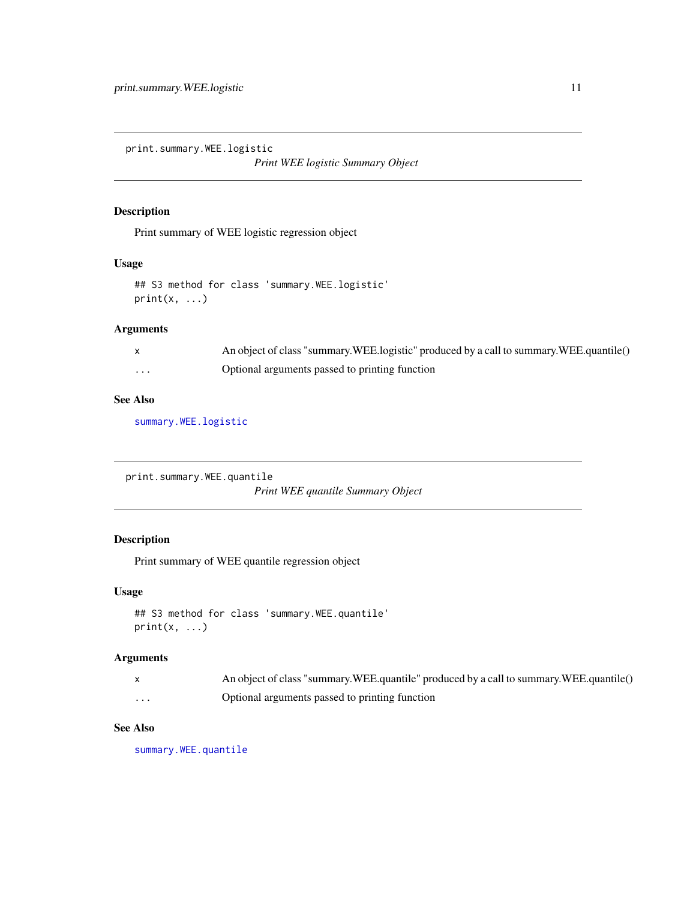# print.summary.WEE.logistic

*Print WEE logistic Summary Object*

## Description

Print summary of WEE logistic regression object

## Usage

```
## S3 method for class 'summary.WEE.logistic'
print(x, ...)
```

## Arguments

| | |
|---|---|
| x | An object of class "summary.WEE.logistic" produced by a call to summary.WEE.quantile() |
| ... | Optional arguments passed to printing function |

## See Also

summary.WEE.logistic

# print.summary.WEE.quantile

*Print WEE quantile Summary Object*

## Description

Print summary of WEE quantile regression object

## Usage

```
## S3 method for class 'summary.WEE.quantile'
print(x, ...)
```

## Arguments

| | |
|---|---|
| x | An object of class "summary.WEE.quantile" produced by a call to summary.WEE.quantile() |
| ... | Optional arguments passed to printing function |

## See Also

summary.WEE.quantile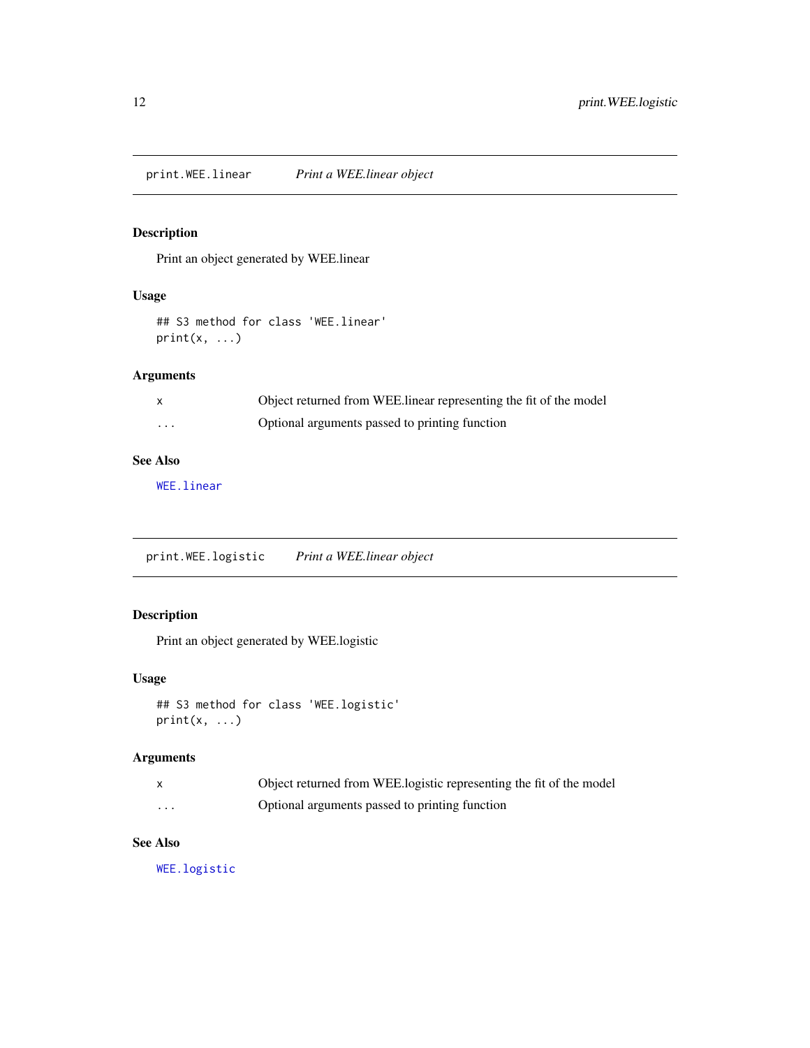## print.WEE.linear *Print a WEE.linear object*

### Description

Print an object generated by WEE.linear

### Usage

```
## S3 method for class 'WEE.linear'
print(x, ...)
```

### Arguments

| | |
|---|---|
| `x` | Object returned from WEE.linear representing the fit of the model |
| `...` | Optional arguments passed to printing function |

### See Also

`WEE.linear`

## print.WEE.logistic *Print a WEE.linear object*

### Description

Print an object generated by WEE.logistic

### Usage

```
## S3 method for class 'WEE.logistic'
print(x, ...)
```

### Arguments

| | |
|---|---|
| `x` | Object returned from WEE.logistic representing the fit of the model |
| `...` | Optional arguments passed to printing function |

### See Also

`WEE.logistic`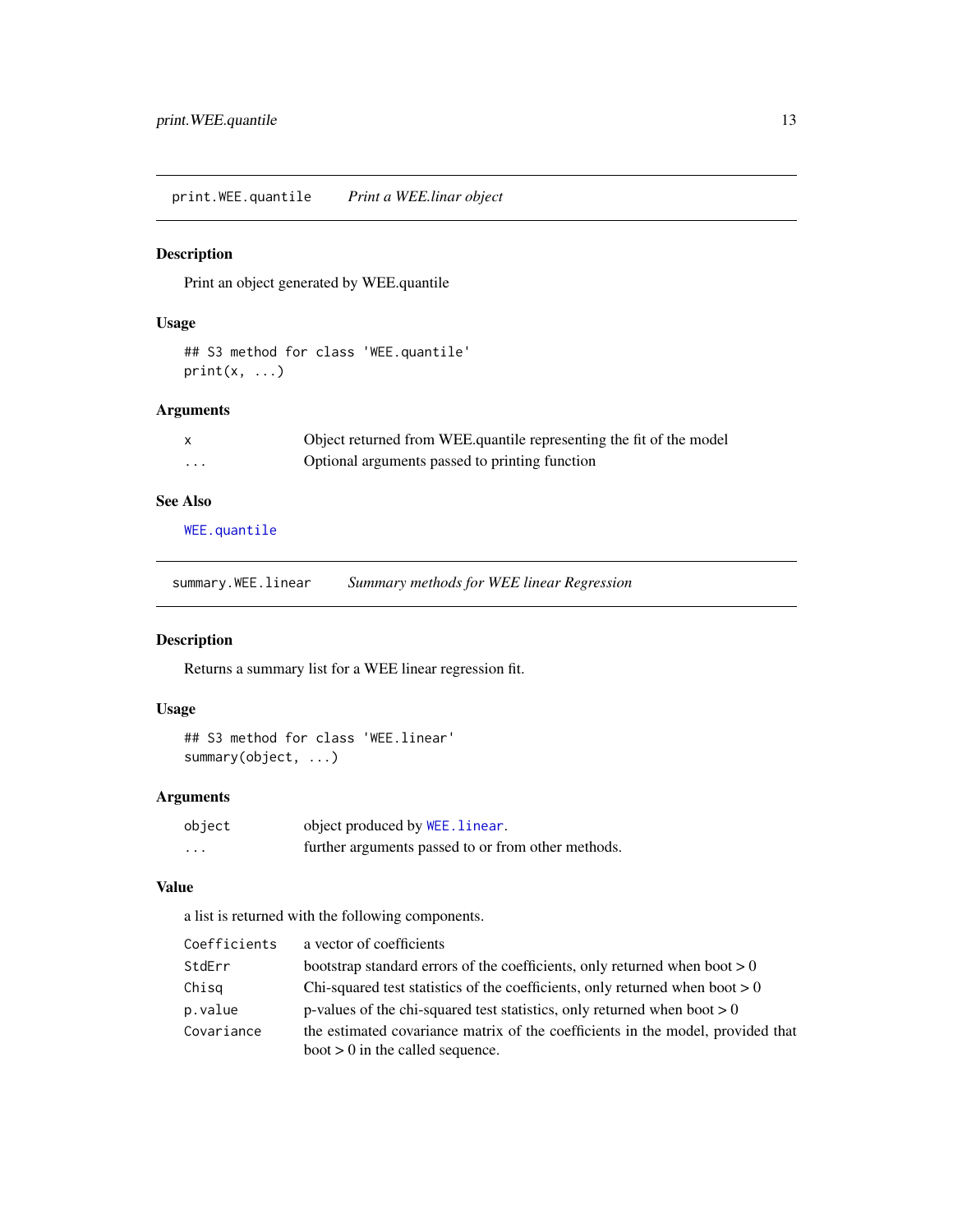## print.WEE.quantile — *Print a WEE.linar object*

### Description

Print an object generated by WEE.quantile

### Usage

```
## S3 method for class 'WEE.quantile'
print(x, ...)
```

### Arguments

| | |
|---|---|
| `x` | Object returned from WEE.quantile representing the fit of the model |
| `...` | Optional arguments passed to printing function |

### See Also

`WEE.quantile`

## summary.WEE.linear — *Summary methods for WEE linear Regression*

### Description

Returns a summary list for a WEE linear regression fit.

### Usage

```
## S3 method for class 'WEE.linear'
summary(object, ...)
```

### Arguments

| | |
|---|---|
| `object` | object produced by `WEE.linear`. |
| `...` | further arguments passed to or from other methods. |

### Value

a list is returned with the following components.

| | |
|---|---|
| `Coefficients` | a vector of coefficients |
| `StdErr` | bootstrap standard errors of the coefficients, only returned when boot > 0 |
| `Chisq` | Chi-squared test statistics of the coefficients, only returned when boot > 0 |
| `p.value` | p-values of the chi-squared test statistics, only returned when boot > 0 |
| `Covariance` | the estimated covariance matrix of the coefficients in the model, provided that boot > 0 in the called sequence. |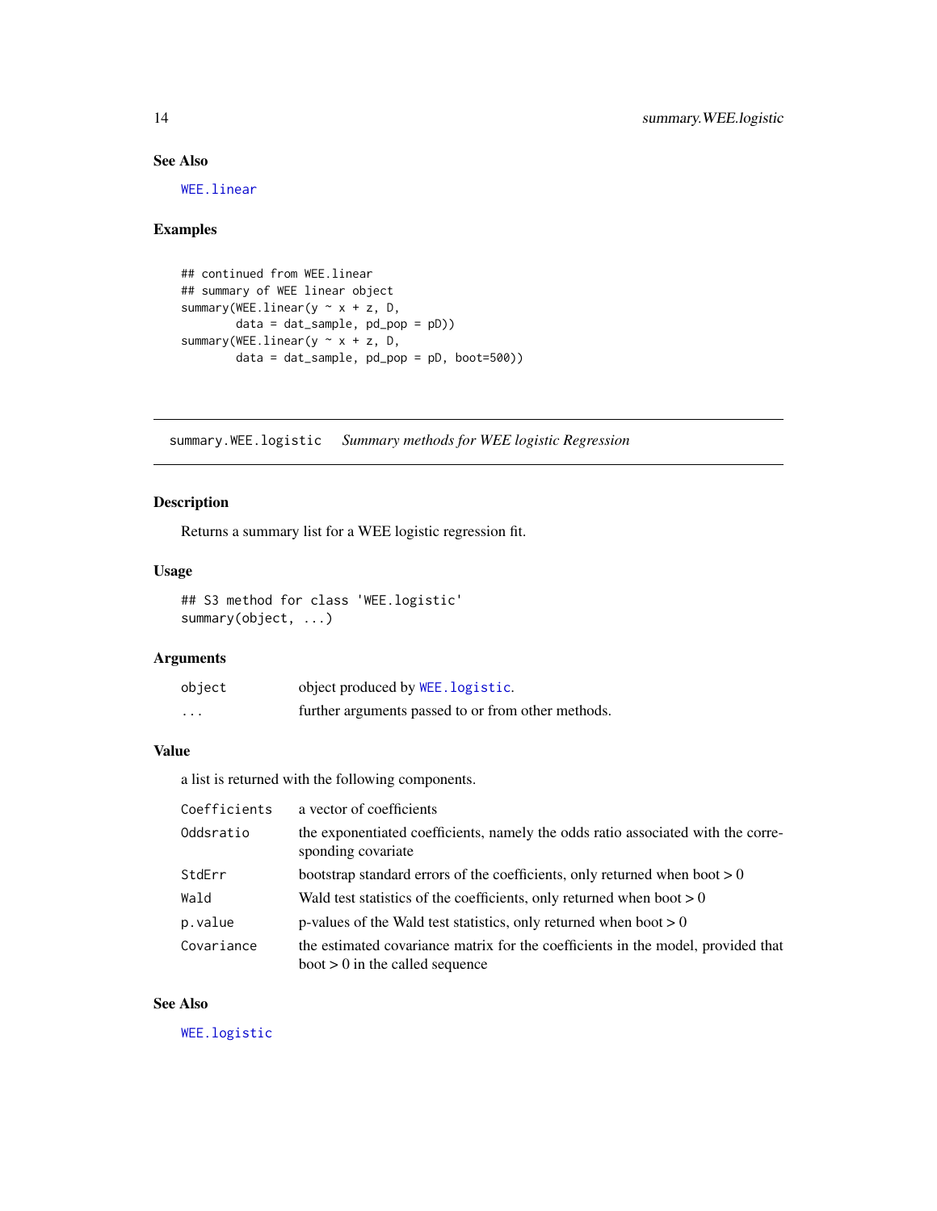## See Also

`WEE.linear`

## Examples

```
## continued from WEE.linear
## summary of WEE linear object
summary(WEE.linear(y ~ x + z, D,
        data = dat_sample, pd_pop = pD))
summary(WEE.linear(y ~ x + z, D,
        data = dat_sample, pd_pop = pD, boot=500))
```

---

# summary.WEE.logistic    *Summary methods for WEE logistic Regression*

---

## Description

Returns a summary list for a WEE logistic regression fit.

## Usage

```
## S3 method for class 'WEE.logistic'
summary(object, ...)
```

## Arguments

| | |
|---|---|
| `object` | object produced by `WEE.logistic`. |
| `...` | further arguments passed to or from other methods. |

## Value

a list is returned with the following components.

| | |
|---|---|
| `Coefficients` | a vector of coefficients |
| `Oddsratio` | the exponentiated coefficients, namely the odds ratio associated with the corresponding covariate |
| `StdErr` | bootstrap standard errors of the coefficients, only returned when boot > 0 |
| `Wald` | Wald test statistics of the coefficients, only returned when boot > 0 |
| `p.value` | p-values of the Wald test statistics, only returned when boot > 0 |
| `Covariance` | the estimated covariance matrix for the coefficients in the model, provided that boot > 0 in the called sequence |

## See Also

`WEE.logistic`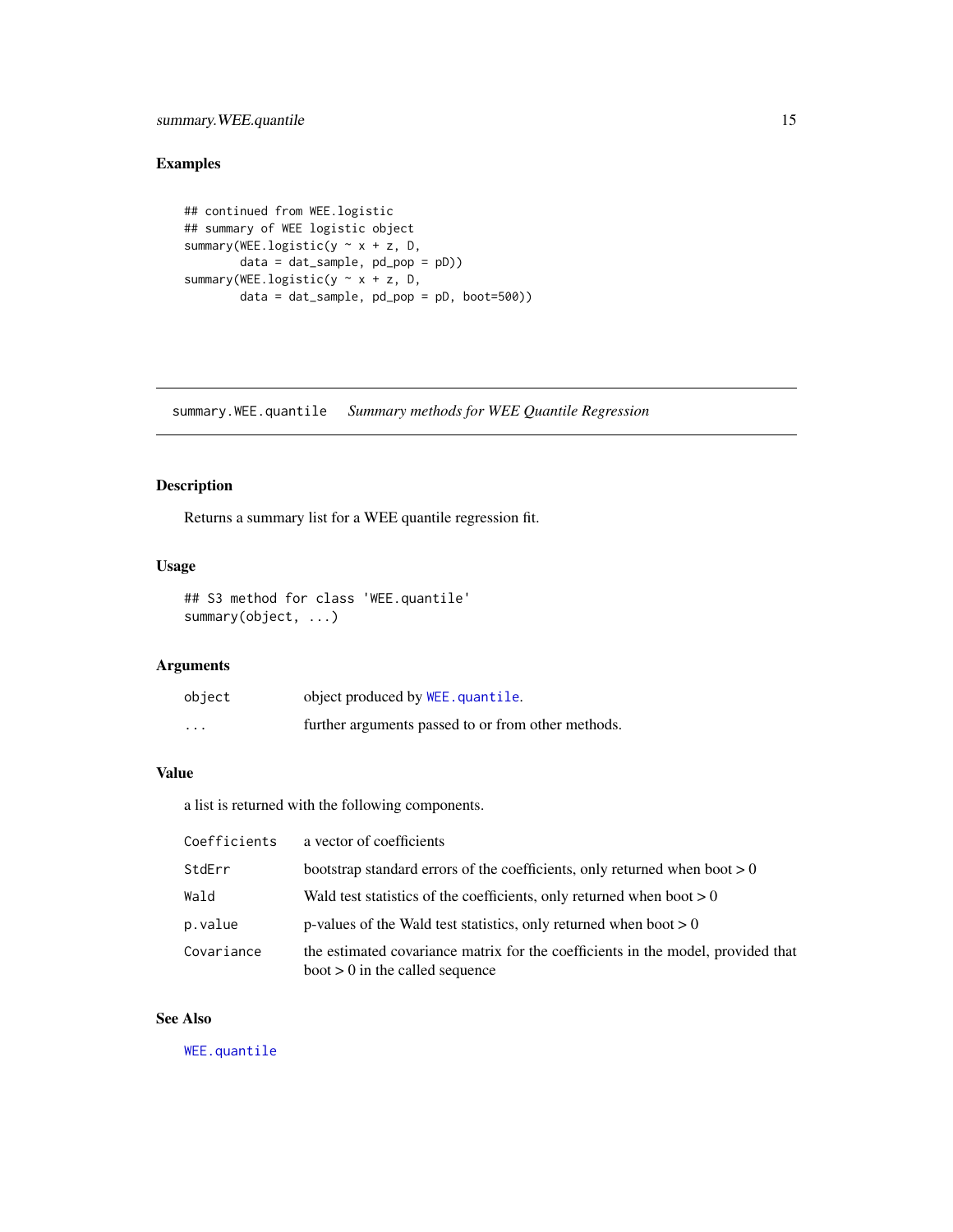### Examples

```
## continued from WEE.logistic
## summary of WEE logistic object
summary(WEE.logistic(y ~ x + z, D,
        data = dat_sample, pd_pop = pD))
summary(WEE.logistic(y ~ x + z, D,
        data = dat_sample, pd_pop = pD, boot=500))
```

---

## summary.WEE.quantile *Summary methods for WEE Quantile Regression*

---

### Description

Returns a summary list for a WEE quantile regression fit.

### Usage

```
## S3 method for class 'WEE.quantile'
summary(object, ...)
```

### Arguments

| | |
|---|---|
| `object` | object produced by `WEE.quantile`. |
| `...` | further arguments passed to or from other methods. |

### Value

a list is returned with the following components.

| | |
|---|---|
| `Coefficients` | a vector of coefficients |
| `StdErr` | bootstrap standard errors of the coefficients, only returned when boot > 0 |
| `Wald` | Wald test statistics of the coefficients, only returned when boot > 0 |
| `p.value` | p-values of the Wald test statistics, only returned when boot > 0 |
| `Covariance` | the estimated covariance matrix for the coefficients in the model, provided that boot > 0 in the called sequence |

### See Also

`WEE.quantile`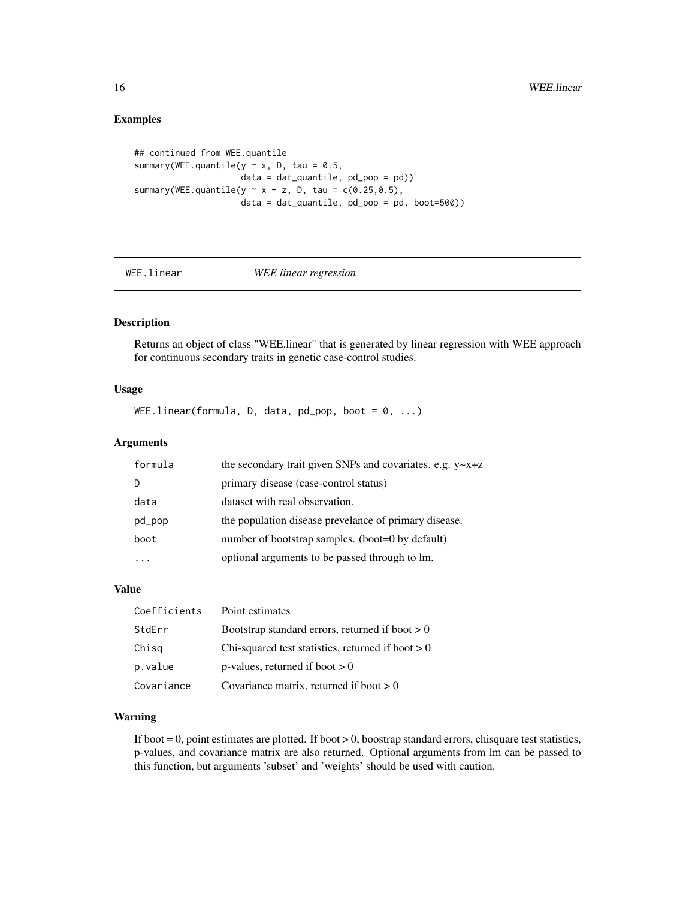## Examples

```
## continued from WEE.quantile
summary(WEE.quantile(y ~ x, D, tau = 0.5,
                     data = dat_quantile, pd_pop = pd))
summary(WEE.quantile(y ~ x + z, D, tau = c(0.25,0.5),
                     data = dat_quantile, pd_pop = pd, boot=500))
```

---

## WEE.linear — *WEE linear regression*

---

### Description

Returns an object of class "WEE.linear" that is generated by linear regression with WEE approach for continuous secondary traits in genetic case-control studies.

### Usage

```
WEE.linear(formula, D, data, pd_pop, boot = 0, ...)
```

### Arguments

| | |
|---|---|
| `formula` | the secondary trait given SNPs and covariates. e.g. y~x+z |
| `D` | primary disease (case-control status) |
| `data` | dataset with real observation. |
| `pd_pop` | the population disease prevelance of primary disease. |
| `boot` | number of bootstrap samples. (boot=0 by default) |
| `...` | optional arguments to be passed through to lm. |

### Value

| | |
|---|---|
| `Coefficients` | Point estimates |
| `StdErr` | Bootstrap standard errors, returned if boot > 0 |
| `Chisq` | Chi-squared test statistics, returned if boot > 0 |
| `p.value` | p-values, returned if boot > 0 |
| `Covariance` | Covariance matrix, returned if boot > 0 |

### Warning

If boot = 0, point estimates are plotted. If boot > 0, boostrap standard errors, chisquare test statistics, p-values, and covariance matrix are also returned. Optional arguments from lm can be passed to this function, but arguments 'subset' and 'weights' should be used with caution.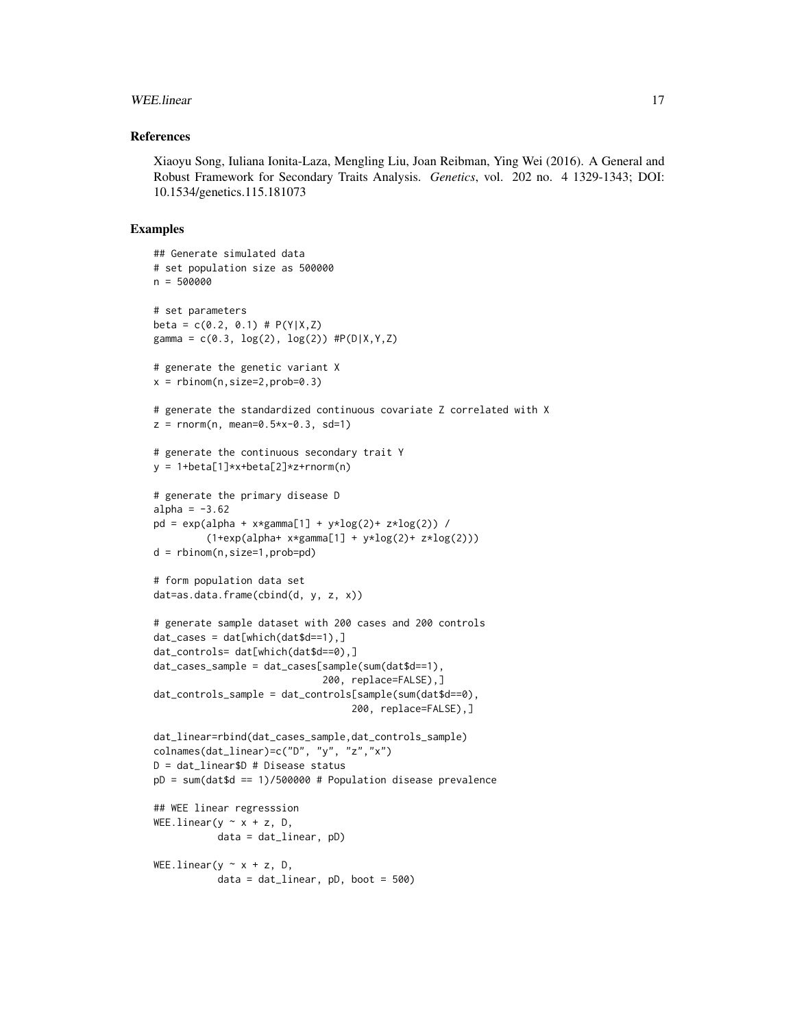## References

Xiaoyu Song, Iuliana Ionita-Laza, Mengling Liu, Joan Reibman, Ying Wei (2016). A General and Robust Framework for Secondary Traits Analysis. *Genetics*, vol. 202 no. 4 1329-1343; DOI: 10.1534/genetics.115.181073

## Examples

```
## Generate simulated data
# set population size as 500000
n = 500000

# set parameters
beta = c(0.2, 0.1) # P(Y|X,Z)
gamma = c(0.3, log(2), log(2)) #P(D|X,Y,Z)

# generate the genetic variant X
x = rbinom(n,size=2,prob=0.3)

# generate the standardized continuous covariate Z correlated with X
z = rnorm(n, mean=0.5*x-0.3, sd=1)

# generate the continuous secondary trait Y
y = 1+beta[1]*x+beta[2]*z+rnorm(n)

# generate the primary disease D
alpha = -3.62
pd = exp(alpha + x*gamma[1] + y*log(2)+ z*log(2)) /
         (1+exp(alpha+ x*gamma[1] + y*log(2)+ z*log(2)))
d = rbinom(n,size=1,prob=pd)

# form population data set
dat=as.data.frame(cbind(d, y, z, x))

# generate sample dataset with 200 cases and 200 controls
dat_cases = dat[which(dat$d==1),]
dat_controls= dat[which(dat$d==0),]
dat_cases_sample = dat_cases[sample(sum(dat$d==1),
                             200, replace=FALSE),]
dat_controls_sample = dat_controls[sample(sum(dat$d==0),
                                  200, replace=FALSE),]

dat_linear=rbind(dat_cases_sample,dat_controls_sample)
colnames(dat_linear)=c("D", "y", "z","x")
D = dat_linear$D # Disease status
pD = sum(dat$d == 1)/500000 # Population disease prevalence

## WEE linear regresssion
WEE.linear(y ~ x + z, D,
           data = dat_linear, pD)

WEE.linear(y ~ x + z, D,
           data = dat_linear, pD, boot = 500)
```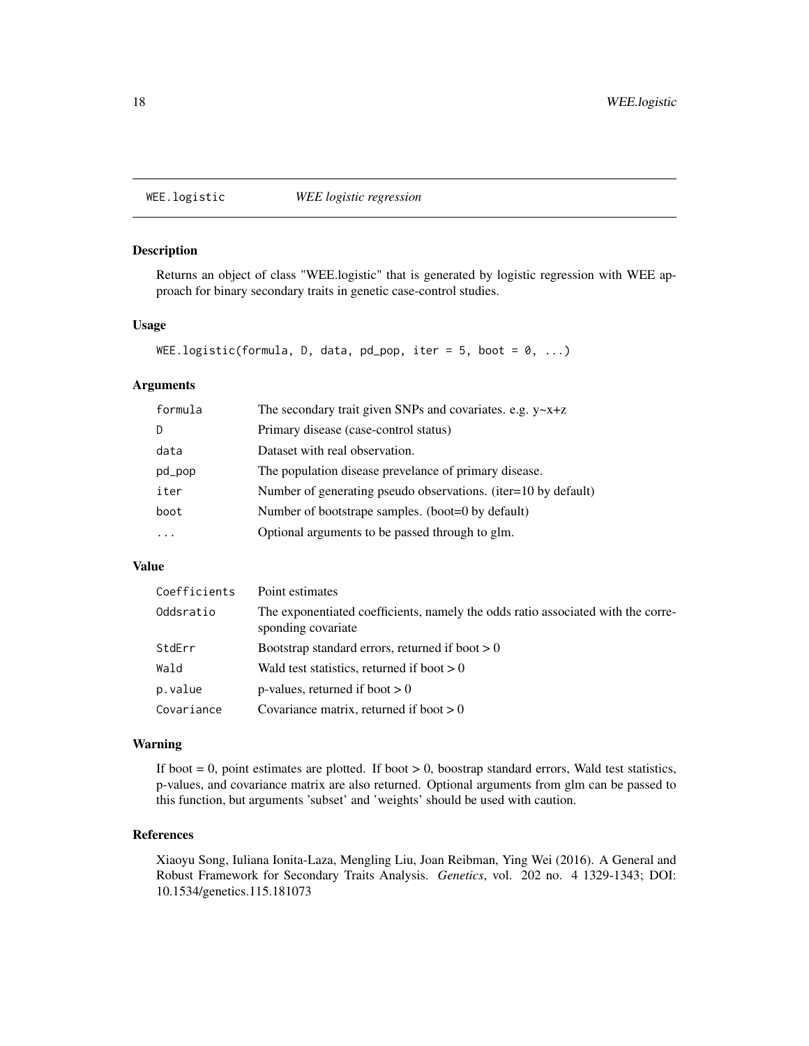## WEE.logistic *WEE logistic regression*

### Description

Returns an object of class "WEE.logistic" that is generated by logistic regression with WEE approach for binary secondary traits in genetic case-control studies.

### Usage

```
WEE.logistic(formula, D, data, pd_pop, iter = 5, boot = 0, ...)
```

### Arguments

| | |
|---|---|
| `formula` | The secondary trait given SNPs and covariates. e.g. y~x+z |
| `D` | Primary disease (case-control status) |
| `data` | Dataset with real observation. |
| `pd_pop` | The population disease prevelance of primary disease. |
| `iter` | Number of generating pseudo observations. (iter=10 by default) |
| `boot` | Number of bootstrape samples. (boot=0 by default) |
| `...` | Optional arguments to be passed through to glm. |

### Value

| | |
|---|---|
| `Coefficients` | Point estimates |
| `Oddsratio` | The exponentiated coefficients, namely the odds ratio associated with the corresponding covariate |
| `StdErr` | Bootstrap standard errors, returned if boot > 0 |
| `Wald` | Wald test statistics, returned if boot > 0 |
| `p.value` | p-values, returned if boot > 0 |
| `Covariance` | Covariance matrix, returned if boot > 0 |

### Warning

If boot = 0, point estimates are plotted. If boot > 0, boostrap standard errors, Wald test statistics, p-values, and covariance matrix are also returned. Optional arguments from glm can be passed to this function, but arguments 'subset' and 'weights' should be used with caution.

### References

Xiaoyu Song, Iuliana Ionita-Laza, Mengling Liu, Joan Reibman, Ying Wei (2016). A General and Robust Framework for Secondary Traits Analysis. *Genetics*, vol. 202 no. 4 1329-1343; DOI: 10.1534/genetics.115.181073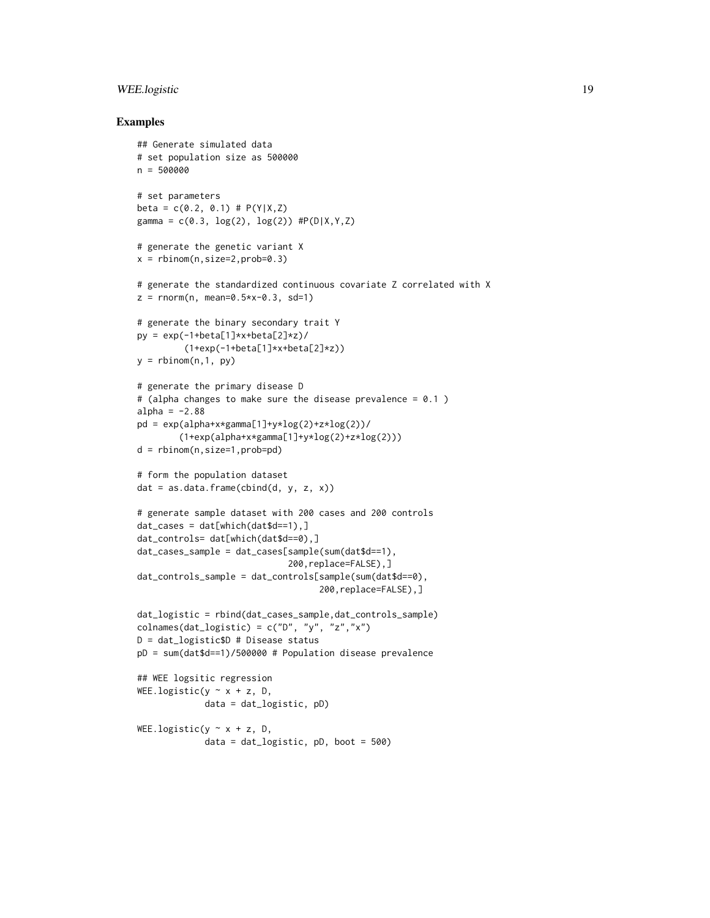### Examples

```
## Generate simulated data
# set population size as 500000
n = 500000

# set parameters
beta = c(0.2, 0.1) # P(Y|X,Z)
gamma = c(0.3, log(2), log(2)) #P(D|X,Y,Z)

# generate the genetic variant X
x = rbinom(n,size=2,prob=0.3)

# generate the standardized continuous covariate Z correlated with X
z = rnorm(n, mean=0.5*x-0.3, sd=1)

# generate the binary secondary trait Y
py = exp(-1+beta[1]*x+beta[2]*z)/
        (1+exp(-1+beta[1]*x+beta[2]*z))
y = rbinom(n,1, py)

# generate the primary disease D
# (alpha changes to make sure the disease prevalence = 0.1 )
alpha = -2.88
pd = exp(alpha+x*gamma[1]+y*log(2)+z*log(2))/
       (1+exp(alpha+x*gamma[1]+y*log(2)+z*log(2)))
d = rbinom(n,size=1,prob=pd)

# form the population dataset
dat = as.data.frame(cbind(d, y, z, x))

# generate sample dataset with 200 cases and 200 controls
dat_cases = dat[which(dat$d==1),]
dat_controls= dat[which(dat$d==0),]
dat_cases_sample = dat_cases[sample(sum(dat$d==1),
                             200,replace=FALSE),]
dat_controls_sample = dat_controls[sample(sum(dat$d==0),
                                   200,replace=FALSE),]

dat_logistic = rbind(dat_cases_sample,dat_controls_sample)
colnames(dat_logistic) = c("D", "y", "z","x")
D = dat_logistic$D # Disease status
pD = sum(dat$d==1)/500000 # Population disease prevalence

## WEE logsitic regression
WEE.logistic(y ~ x + z, D,
             data = dat_logistic, pD)

WEE.logistic(y ~ x + z, D,
             data = dat_logistic, pD, boot = 500)
```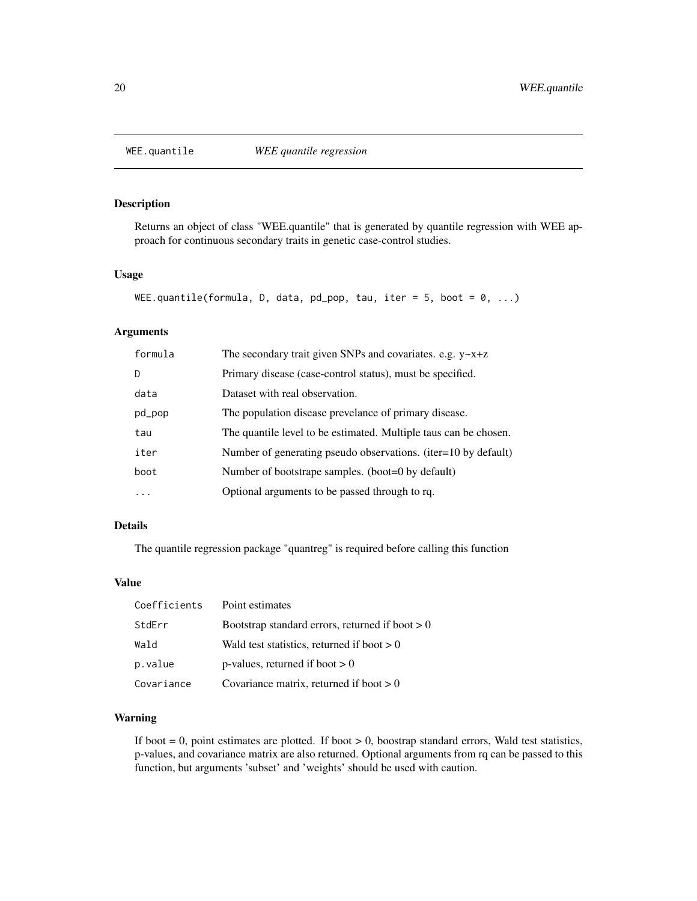# WEE.quantile — *WEE quantile regression*

## Description

Returns an object of class "WEE.quantile" that is generated by quantile regression with WEE approach for continuous secondary traits in genetic case-control studies.

## Usage

```
WEE.quantile(formula, D, data, pd_pop, tau, iter = 5, boot = 0, ...)
```

## Arguments

| | |
|---|---|
| `formula` | The secondary trait given SNPs and covariates. e.g. y~x+z |
| `D` | Primary disease (case-control status), must be specified. |
| `data` | Dataset with real observation. |
| `pd_pop` | The population disease prevelance of primary disease. |
| `tau` | The quantile level to be estimated. Multiple taus can be chosen. |
| `iter` | Number of generating pseudo observations. (iter=10 by default) |
| `boot` | Number of bootstrape samples. (boot=0 by default) |
| `...` | Optional arguments to be passed through to rq. |

## Details

The quantile regression package "quantreg" is required before calling this function

## Value

| | |
|---|---|
| `Coefficients` | Point estimates |
| `StdErr` | Bootstrap standard errors, returned if boot > 0 |
| `Wald` | Wald test statistics, returned if boot > 0 |
| `p.value` | p-values, returned if boot > 0 |
| `Covariance` | Covariance matrix, returned if boot > 0 |

## Warning

If boot = 0, point estimates are plotted. If boot > 0, boostrap standard errors, Wald test statistics, p-values, and covariance matrix are also returned. Optional arguments from rq can be passed to this function, but arguments 'subset' and 'weights' should be used with caution.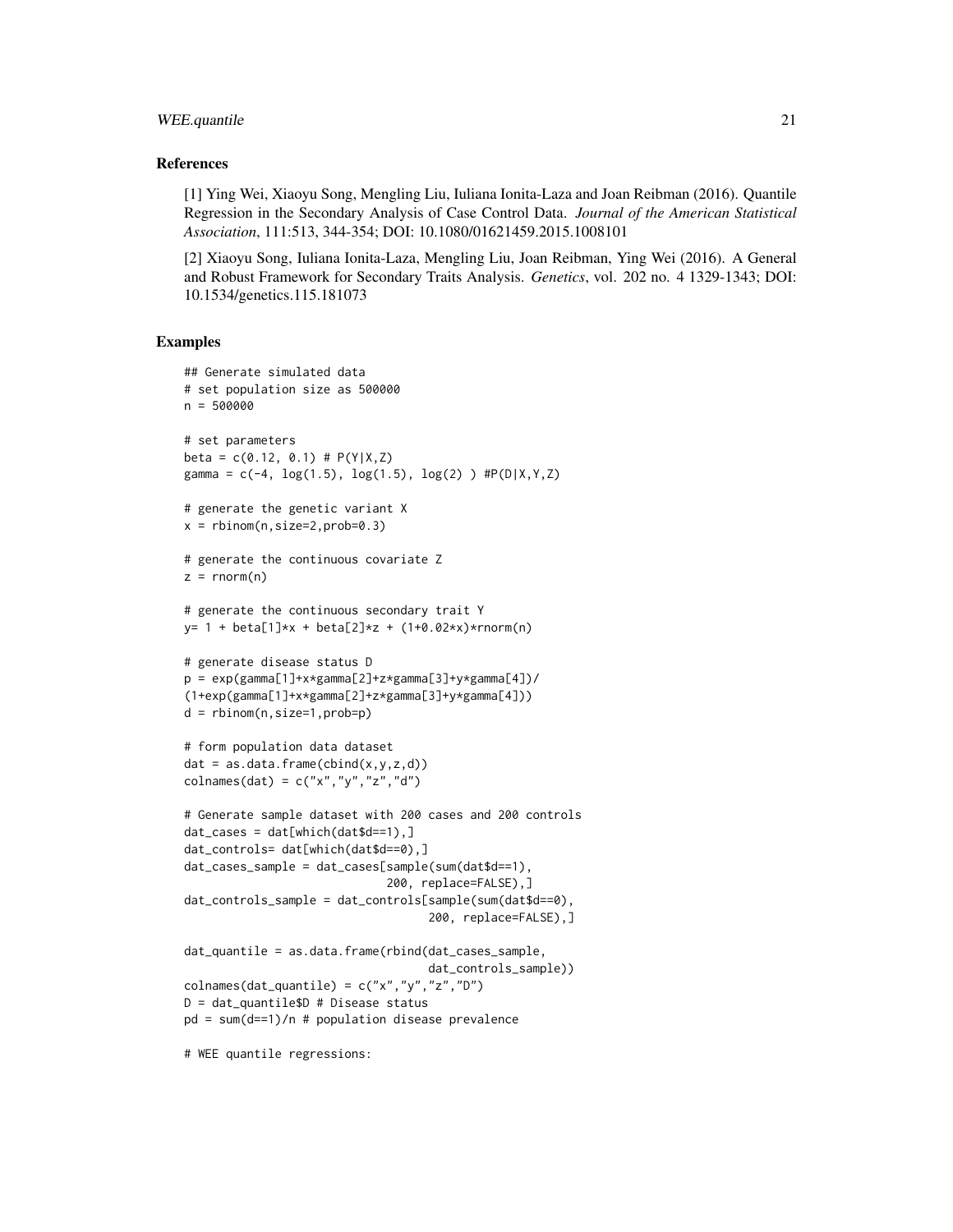### References

[1] Ying Wei, Xiaoyu Song, Mengling Liu, Iuliana Ionita-Laza and Joan Reibman (2016). Quantile Regression in the Secondary Analysis of Case Control Data. *Journal of the American Statistical Association*, 111:513, 344-354; DOI: 10.1080/01621459.2015.1008101

[2] Xiaoyu Song, Iuliana Ionita-Laza, Mengling Liu, Joan Reibman, Ying Wei (2016). A General and Robust Framework for Secondary Traits Analysis. *Genetics*, vol. 202 no. 4 1329-1343; DOI: 10.1534/genetics.115.181073

### Examples

```
## Generate simulated data
# set population size as 500000
n = 500000

# set parameters
beta = c(0.12, 0.1) # P(Y|X,Z)
gamma = c(-4, log(1.5), log(1.5), log(2) ) #P(D|X,Y,Z)

# generate the genetic variant X
x = rbinom(n,size=2,prob=0.3)

# generate the continuous covariate Z
z = rnorm(n)

# generate the continuous secondary trait Y
y= 1 + beta[1]*x + beta[2]*z + (1+0.02*x)*rnorm(n)

# generate disease status D
p = exp(gamma[1]+x*gamma[2]+z*gamma[3]+y*gamma[4])/
(1+exp(gamma[1]+x*gamma[2]+z*gamma[3]+y*gamma[4]))
d = rbinom(n,size=1,prob=p)

# form population data dataset
dat = as.data.frame(cbind(x,y,z,d))
colnames(dat) = c("x","y","z","d")

# Generate sample dataset with 200 cases and 200 controls
dat_cases = dat[which(dat$d==1),]
dat_controls= dat[which(dat$d==0),]
dat_cases_sample = dat_cases[sample(sum(dat$d==1),
                             200, replace=FALSE),]
dat_controls_sample = dat_controls[sample(sum(dat$d==0),
                                   200, replace=FALSE),]

dat_quantile = as.data.frame(rbind(dat_cases_sample,
                                   dat_controls_sample))
colnames(dat_quantile) = c("x","y","z","D")
D = dat_quantile$D # Disease status
pd = sum(d==1)/n # population disease prevalence

# WEE quantile regressions:
```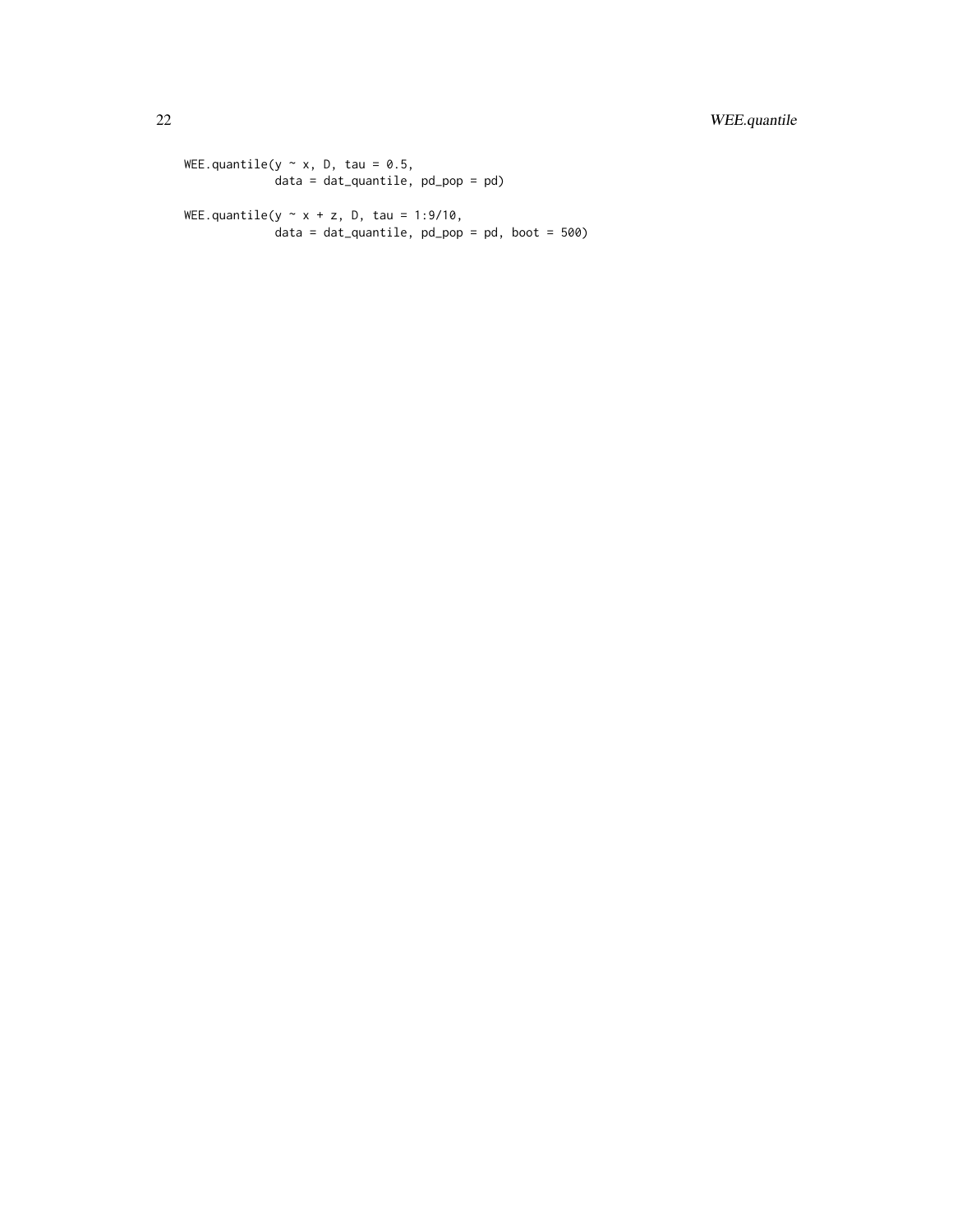```
WEE.quantile(y ~ x, D, tau = 0.5,
             data = dat_quantile, pd_pop = pd)

WEE.quantile(y ~ x + z, D, tau = 1:9/10,
             data = dat_quantile, pd_pop = pd, boot = 500)
```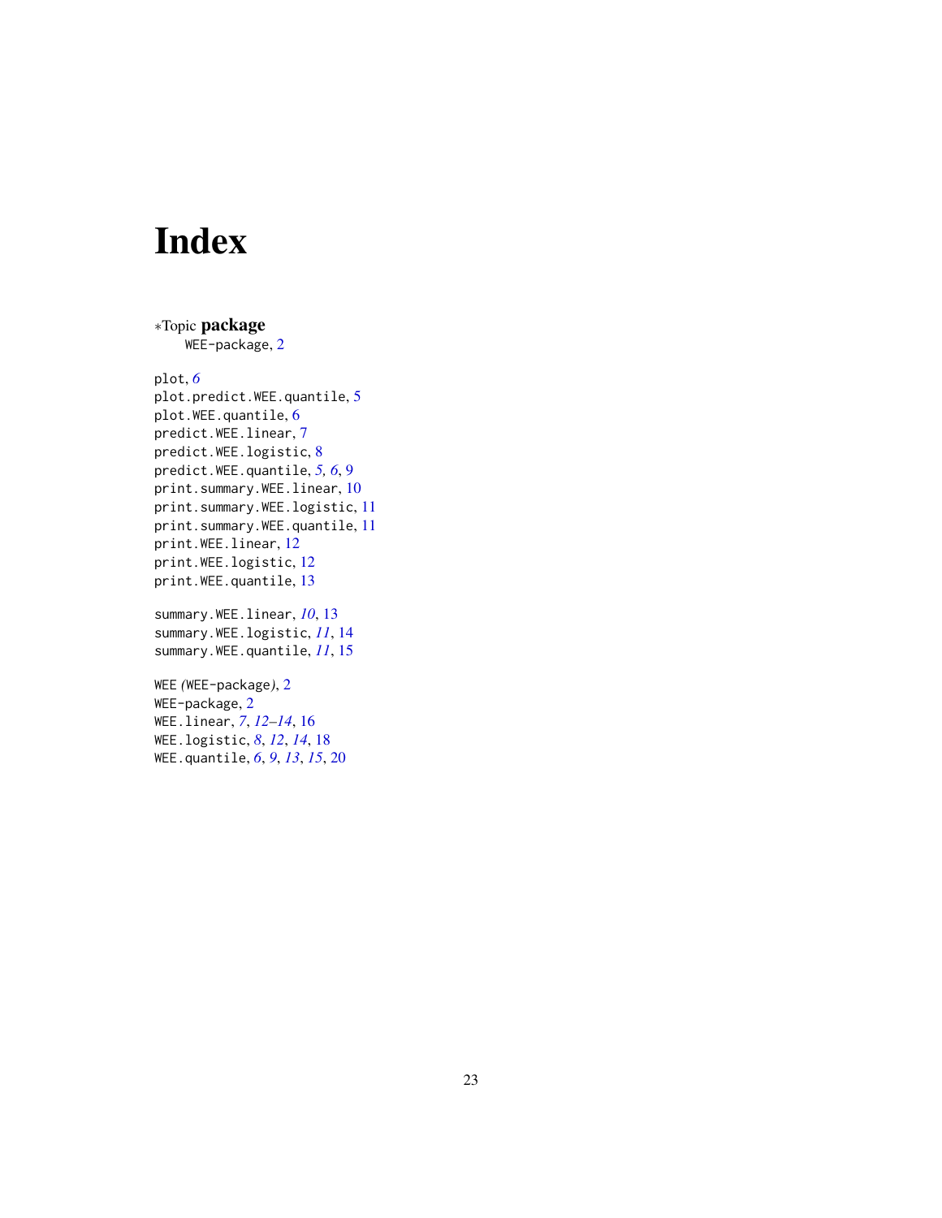# Index

*Topic **package**
    WEE-package, 2

plot, *6*
plot.predict.WEE.quantile, 5
plot.WEE.quantile, 6
predict.WEE.linear, 7
predict.WEE.logistic, 8
predict.WEE.quantile, *5, 6*, 9
print.summary.WEE.linear, 10
print.summary.WEE.logistic, 11
print.summary.WEE.quantile, 11
print.WEE.linear, 12
print.WEE.logistic, 12
print.WEE.quantile, 13

summary.WEE.linear, *10*, 13
summary.WEE.logistic, *11*, 14
summary.WEE.quantile, *11*, 15

WEE *(*WEE-package*)*, 2
WEE-package, 2
WEE.linear, *7*, *12–14*, 16
WEE.logistic, *8*, *12*, *14*, 18
WEE.quantile, *6*, *9*, *13*, *15*, 20